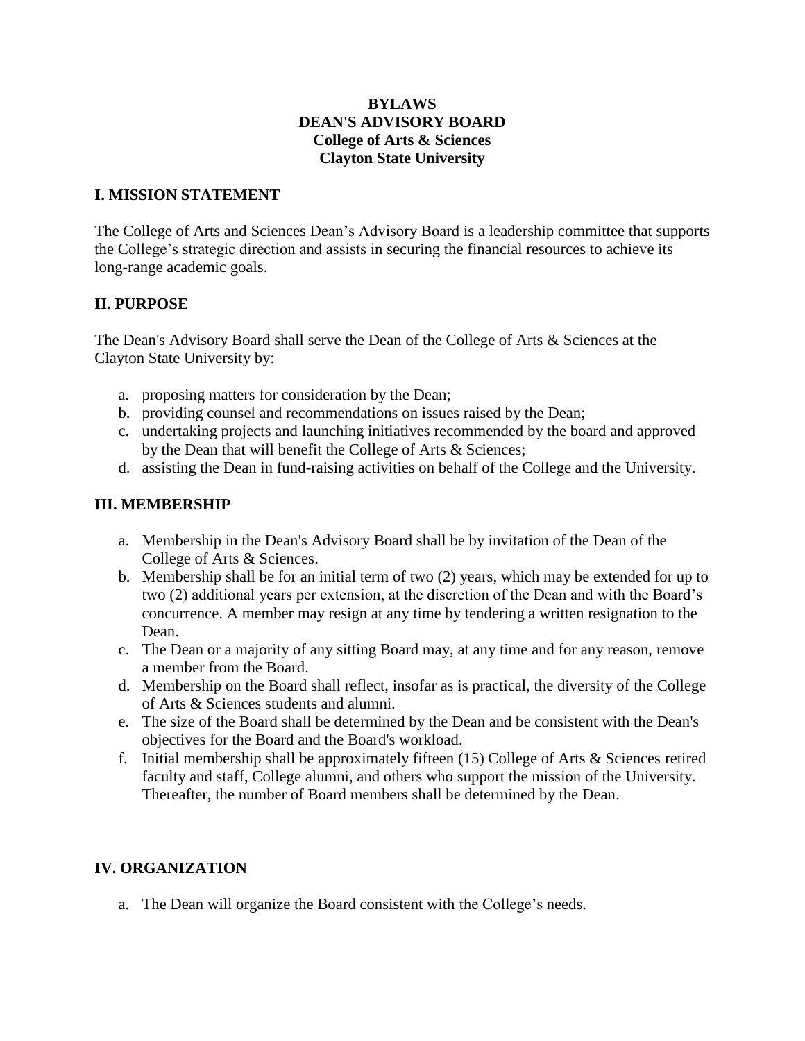# BYLAWS
# DEAN'S ADVISORY BOARD
# College of Arts & Sciences
# Clayton State University

## I. MISSION STATEMENT

The College of Arts and Sciences Dean's Advisory Board is a leadership committee that supports the College's strategic direction and assists in securing the financial resources to achieve its long-range academic goals.

## II. PURPOSE

The Dean's Advisory Board shall serve the Dean of the College of Arts & Sciences at the Clayton State University by:

a. proposing matters for consideration by the Dean;
b. providing counsel and recommendations on issues raised by the Dean;
c. undertaking projects and launching initiatives recommended by the board and approved by the Dean that will benefit the College of Arts & Sciences;
d. assisting the Dean in fund-raising activities on behalf of the College and the University.

## III. MEMBERSHIP

a. Membership in the Dean's Advisory Board shall be by invitation of the Dean of the College of Arts & Sciences.
b. Membership shall be for an initial term of two (2) years, which may be extended for up to two (2) additional years per extension, at the discretion of the Dean and with the Board's concurrence. A member may resign at any time by tendering a written resignation to the Dean.
c. The Dean or a majority of any sitting Board may, at any time and for any reason, remove a member from the Board.
d. Membership on the Board shall reflect, insofar as is practical, the diversity of the College of Arts & Sciences students and alumni.
e. The size of the Board shall be determined by the Dean and be consistent with the Dean's objectives for the Board and the Board's workload.
f. Initial membership shall be approximately fifteen (15) College of Arts & Sciences retired faculty and staff, College alumni, and others who support the mission of the University. Thereafter, the number of Board members shall be determined by the Dean.

## IV. ORGANIZATION

a. The Dean will organize the Board consistent with the College's needs.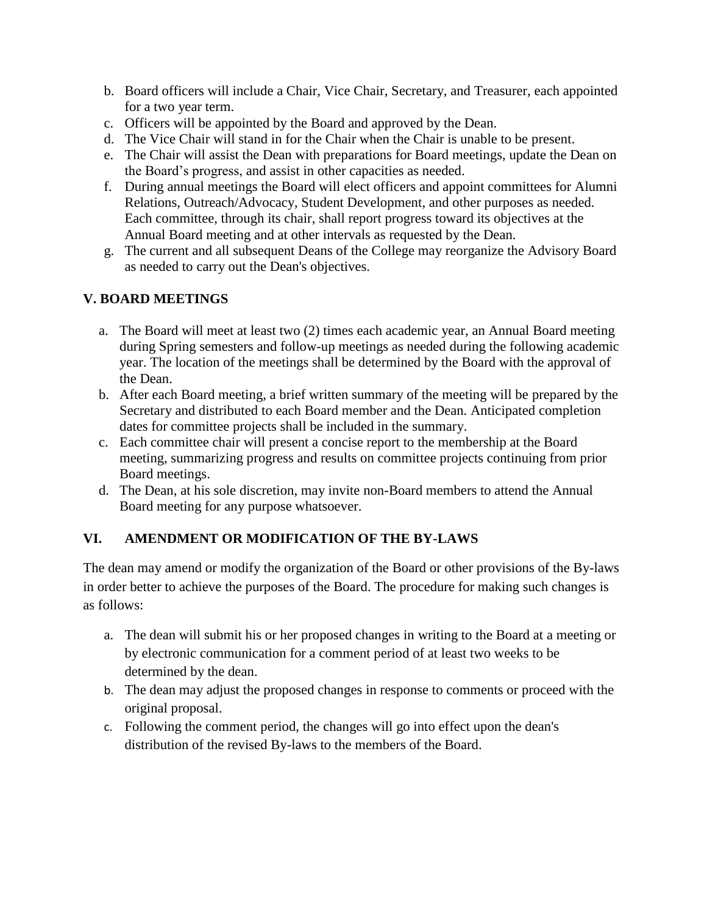b. Board officers will include a Chair, Vice Chair, Secretary, and Treasurer, each appointed for a two year term.
c. Officers will be appointed by the Board and approved by the Dean.
d. The Vice Chair will stand in for the Chair when the Chair is unable to be present.
e. The Chair will assist the Dean with preparations for Board meetings, update the Dean on the Board's progress, and assist in other capacities as needed.
f. During annual meetings the Board will elect officers and appoint committees for Alumni Relations, Outreach/Advocacy, Student Development, and other purposes as needed. Each committee, through its chair, shall report progress toward its objectives at the Annual Board meeting and at other intervals as requested by the Dean.
g. The current and all subsequent Deans of the College may reorganize the Advisory Board as needed to carry out the Dean's objectives.

## V. BOARD MEETINGS

a. The Board will meet at least two (2) times each academic year, an Annual Board meeting during Spring semesters and follow-up meetings as needed during the following academic year. The location of the meetings shall be determined by the Board with the approval of the Dean.
b. After each Board meeting, a brief written summary of the meeting will be prepared by the Secretary and distributed to each Board member and the Dean. Anticipated completion dates for committee projects shall be included in the summary.
c. Each committee chair will present a concise report to the membership at the Board meeting, summarizing progress and results on committee projects continuing from prior Board meetings.
d. The Dean, at his sole discretion, may invite non-Board members to attend the Annual Board meeting for any purpose whatsoever.

## VI. AMENDMENT OR MODIFICATION OF THE BY-LAWS

The dean may amend or modify the organization of the Board or other provisions of the By-laws in order better to achieve the purposes of the Board. The procedure for making such changes is as follows:

a. The dean will submit his or her proposed changes in writing to the Board at a meeting or by electronic communication for a comment period of at least two weeks to be determined by the dean.
b. The dean may adjust the proposed changes in response to comments or proceed with the original proposal.
c. Following the comment period, the changes will go into effect upon the dean's distribution of the revised By-laws to the members of the Board.